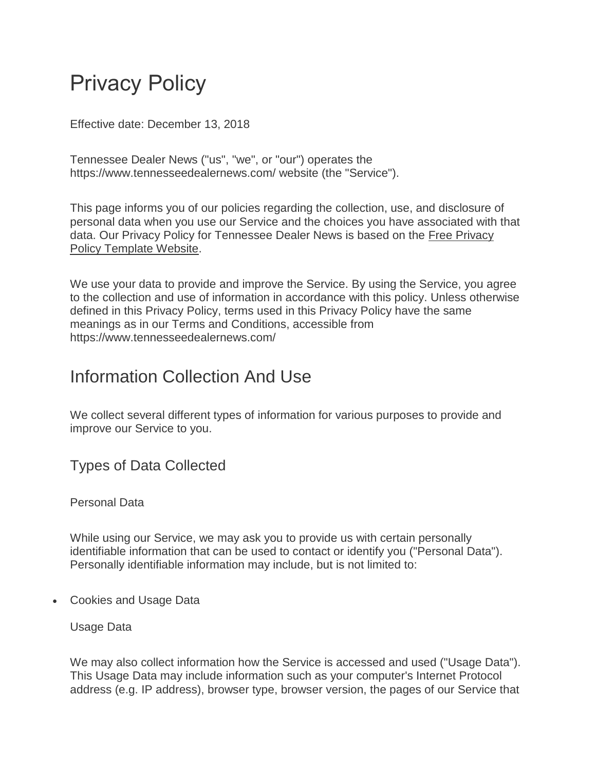# Privacy Policy

Effective date: December 13, 2018

Tennessee Dealer News ("us", "we", or "our") operates the https://www.tennesseedealernews.com/ website (the "Service").

This page informs you of our policies regarding the collection, use, and disclosure of personal data when you use our Service and the choices you have associated with that data. Our Privacy Policy for Tennessee Dealer News is based on the Free Privacy Policy Template Website.

We use your data to provide and improve the Service. By using the Service, you agree to the collection and use of information in accordance with this policy. Unless otherwise defined in this Privacy Policy, terms used in this Privacy Policy have the same meanings as in our Terms and Conditions, accessible from https://www.tennesseedealernews.com/

## Information Collection And Use

We collect several different types of information for various purposes to provide and improve our Service to you.

### Types of Data Collected

Personal Data

While using our Service, we may ask you to provide us with certain personally identifiable information that can be used to contact or identify you ("Personal Data"). Personally identifiable information may include, but is not limited to:

- Cookies and Usage Data

Usage Data

We may also collect information how the Service is accessed and used ("Usage Data"). This Usage Data may include information such as your computer's Internet Protocol address (e.g. IP address), browser type, browser version, the pages of our Service that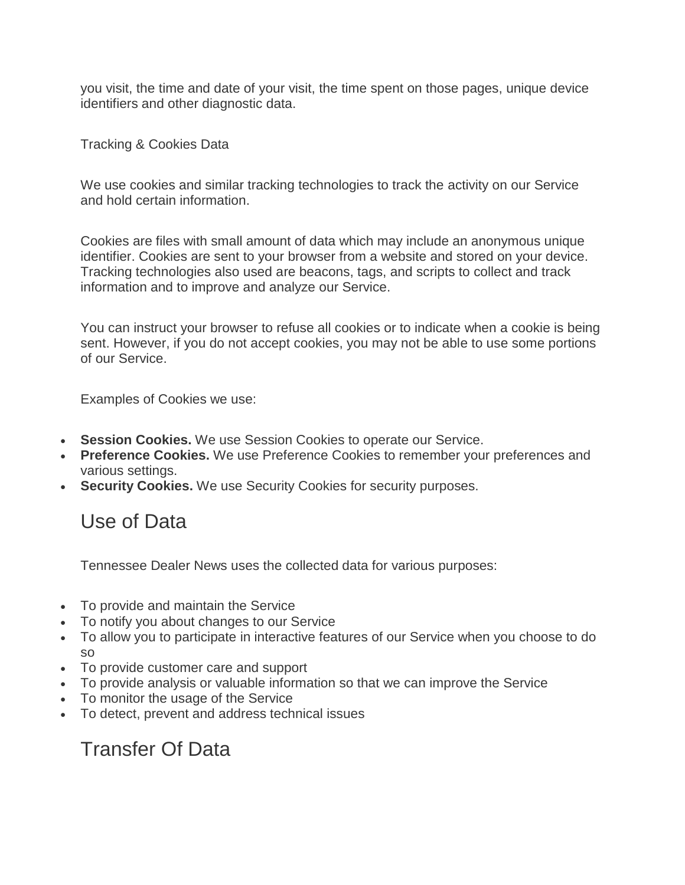you visit, the time and date of your visit, the time spent on those pages, unique device identifiers and other diagnostic data.

Tracking & Cookies Data

We use cookies and similar tracking technologies to track the activity on our Service and hold certain information.

Cookies are files with small amount of data which may include an anonymous unique identifier. Cookies are sent to your browser from a website and stored on your device. Tracking technologies also used are beacons, tags, and scripts to collect and track information and to improve and analyze our Service.

You can instruct your browser to refuse all cookies or to indicate when a cookie is being sent. However, if you do not accept cookies, you may not be able to use some portions of our Service.

Examples of Cookies we use:

- **Session Cookies.** We use Session Cookies to operate our Service.
- **Preference Cookies.** We use Preference Cookies to remember your preferences and various settings.
- **Security Cookies.** We use Security Cookies for security purposes.

## Use of Data

Tennessee Dealer News uses the collected data for various purposes:

- To provide and maintain the Service
- To notify you about changes to our Service
- To allow you to participate in interactive features of our Service when you choose to do so
- To provide customer care and support
- To provide analysis or valuable information so that we can improve the Service
- To monitor the usage of the Service
- To detect, prevent and address technical issues

## Transfer Of Data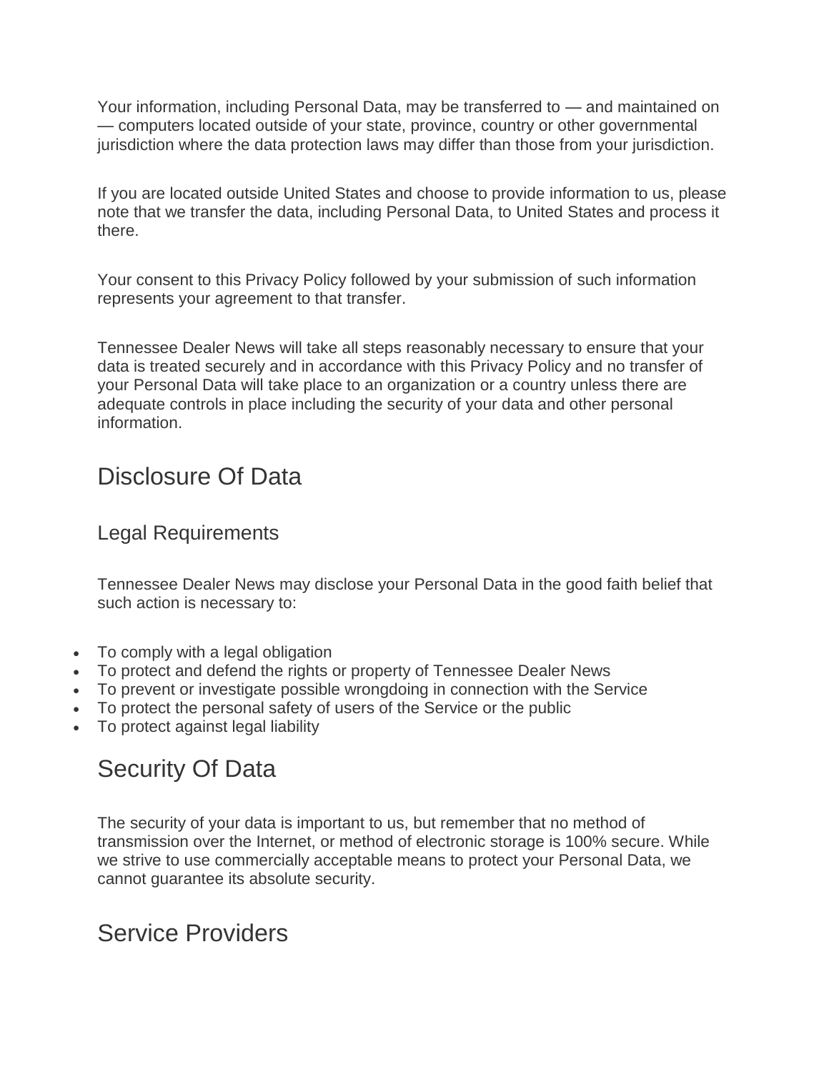Your information, including Personal Data, may be transferred to — and maintained on — computers located outside of your state, province, country or other governmental jurisdiction where the data protection laws may differ than those from your jurisdiction.

If you are located outside United States and choose to provide information to us, please note that we transfer the data, including Personal Data, to United States and process it there.

Your consent to this Privacy Policy followed by your submission of such information represents your agreement to that transfer.

Tennessee Dealer News will take all steps reasonably necessary to ensure that your data is treated securely and in accordance with this Privacy Policy and no transfer of your Personal Data will take place to an organization or a country unless there are adequate controls in place including the security of your data and other personal information.

## Disclosure Of Data

### Legal Requirements

Tennessee Dealer News may disclose your Personal Data in the good faith belief that such action is necessary to:

- To comply with a legal obligation
- To protect and defend the rights or property of Tennessee Dealer News
- To prevent or investigate possible wrongdoing in connection with the Service
- To protect the personal safety of users of the Service or the public
- To protect against legal liability

## Security Of Data

The security of your data is important to us, but remember that no method of transmission over the Internet, or method of electronic storage is 100% secure. While we strive to use commercially acceptable means to protect your Personal Data, we cannot guarantee its absolute security.

## Service Providers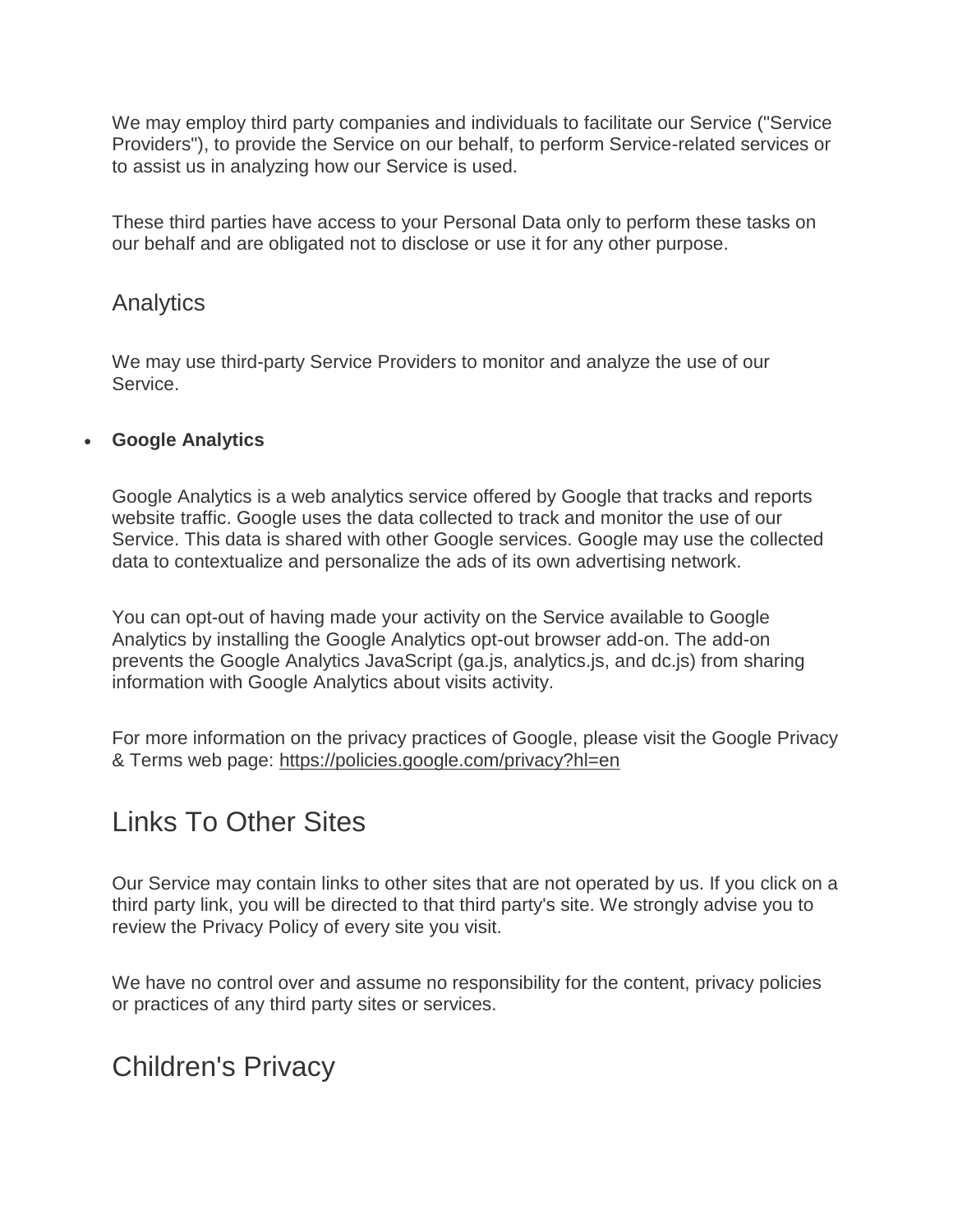We may employ third party companies and individuals to facilitate our Service ("Service Providers"), to provide the Service on our behalf, to perform Service-related services or to assist us in analyzing how our Service is used.

These third parties have access to your Personal Data only to perform these tasks on our behalf and are obligated not to disclose or use it for any other purpose.

### Analytics

We may use third-party Service Providers to monitor and analyze the use of our Service.

- **Google Analytics**

  Google Analytics is a web analytics service offered by Google that tracks and reports website traffic. Google uses the data collected to track and monitor the use of our Service. This data is shared with other Google services. Google may use the collected data to contextualize and personalize the ads of its own advertising network.

  You can opt-out of having made your activity on the Service available to Google Analytics by installing the Google Analytics opt-out browser add-on. The add-on prevents the Google Analytics JavaScript (ga.js, analytics.js, and dc.js) from sharing information with Google Analytics about visits activity.

  For more information on the privacy practices of Google, please visit the Google Privacy & Terms web page: https://policies.google.com/privacy?hl=en

## Links To Other Sites

Our Service may contain links to other sites that are not operated by us. If you click on a third party link, you will be directed to that third party's site. We strongly advise you to review the Privacy Policy of every site you visit.

We have no control over and assume no responsibility for the content, privacy policies or practices of any third party sites or services.

## Children's Privacy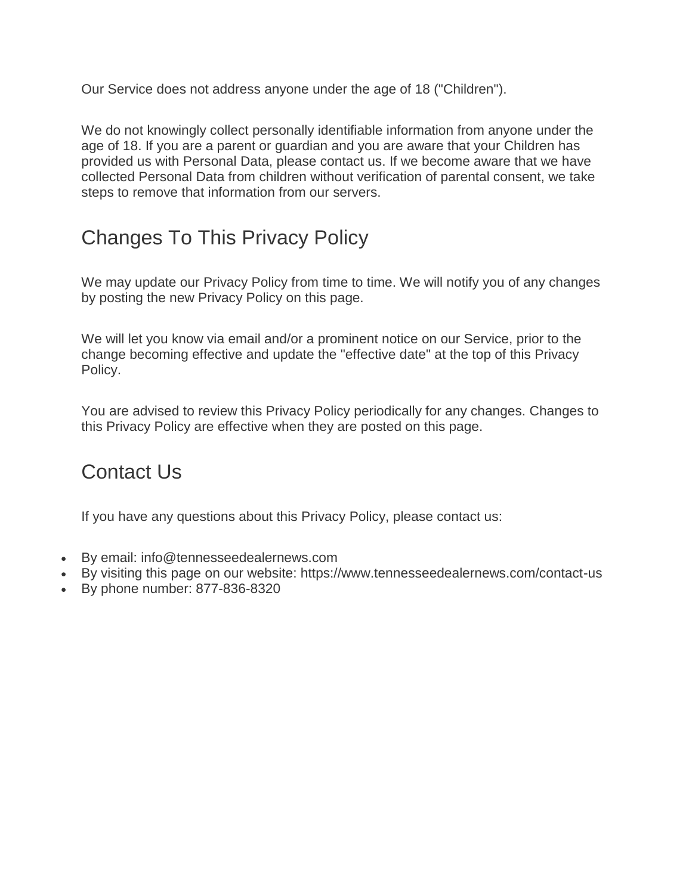Our Service does not address anyone under the age of 18 ("Children").

We do not knowingly collect personally identifiable information from anyone under the age of 18. If you are a parent or guardian and you are aware that your Children has provided us with Personal Data, please contact us. If we become aware that we have collected Personal Data from children without verification of parental consent, we take steps to remove that information from our servers.

## Changes To This Privacy Policy

We may update our Privacy Policy from time to time. We will notify you of any changes by posting the new Privacy Policy on this page.

We will let you know via email and/or a prominent notice on our Service, prior to the change becoming effective and update the "effective date" at the top of this Privacy Policy.

You are advised to review this Privacy Policy periodically for any changes. Changes to this Privacy Policy are effective when they are posted on this page.

## Contact Us

If you have any questions about this Privacy Policy, please contact us:

- By email: info@tennesseedealernews.com
- By visiting this page on our website: https://www.tennesseedealernews.com/contact-us
- By phone number: 877-836-8320